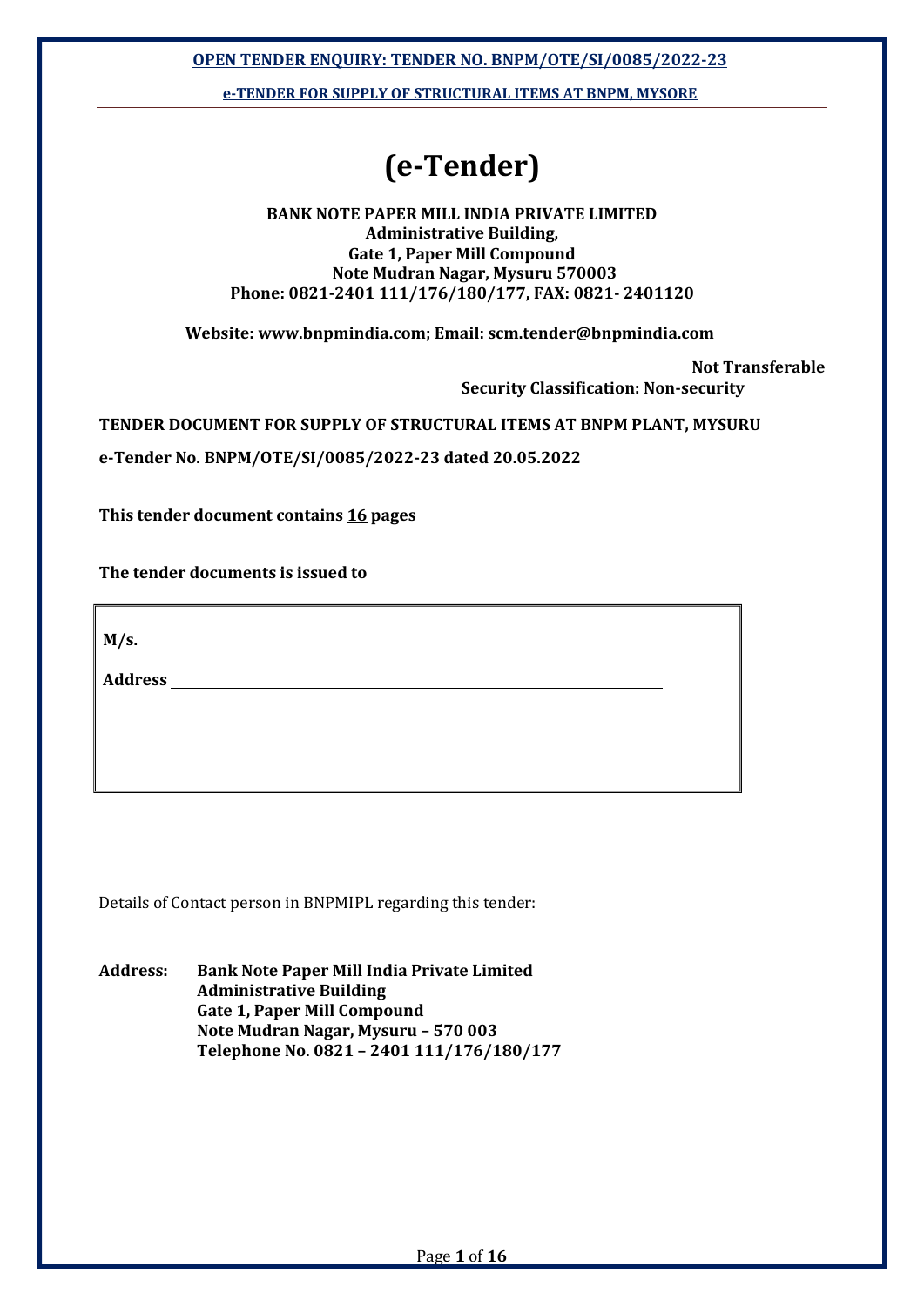# (e-Tender)

**BANK NOTE PAPER MILL INDIA PRIVATE LIMITED**
**Administrative Building,**
**Gate 1, Paper Mill Compound**
**Note Mudran Nagar, Mysuru 570003**
**Phone: 0821-2401 111/176/180/177, FAX: 0821- 2401120**

**Website: www.bnpmindia.com; Email: scm.tender@bnpmindia.com**

**Not Transferable**
**Security Classification: Non-security**

**TENDER DOCUMENT FOR SUPPLY OF STRUCTURAL ITEMS AT BNPM PLANT, MYSURU**

**e-Tender No. BNPM/OTE/SI/0085/2022-23 dated 20.05.2022**

**This tender document contains 16 pages**

**The tender documents is issued to**

| **M/s.** |
|---|
| **Address** ______________________________ |

Details of Contact person in BNPMIPL regarding this tender:

**Address:** **Bank Note Paper Mill India Private Limited**
**Administrative Building**
**Gate 1, Paper Mill Compound**
**Note Mudran Nagar, Mysuru – 570 003**
**Telephone No. 0821 – 2401 111/176/180/177**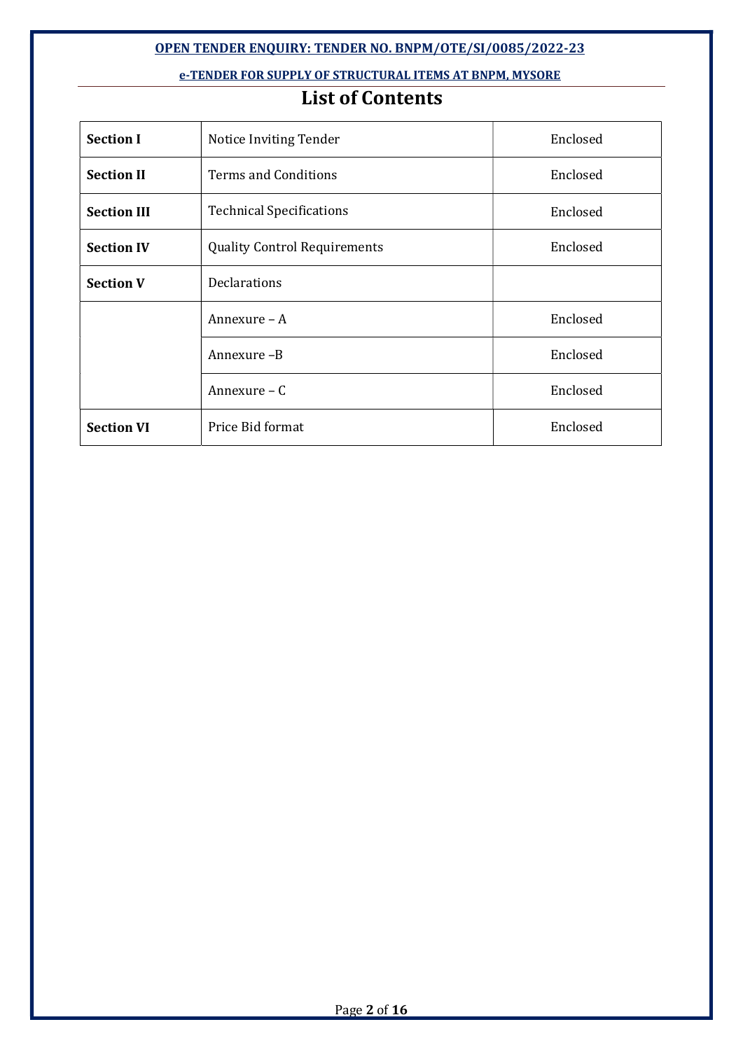# List of Contents

| | | |
|---|---|---|
| **Section I** | Notice Inviting Tender | Enclosed |
| **Section II** | Terms and Conditions | Enclosed |
| **Section III** | Technical Specifications | Enclosed |
| **Section IV** | Quality Control Requirements | Enclosed |
| **Section V** | Declarations | |
| | Annexure – A | Enclosed |
| | Annexure –B | Enclosed |
| | Annexure – C | Enclosed |
| **Section VI** | Price Bid format | Enclosed |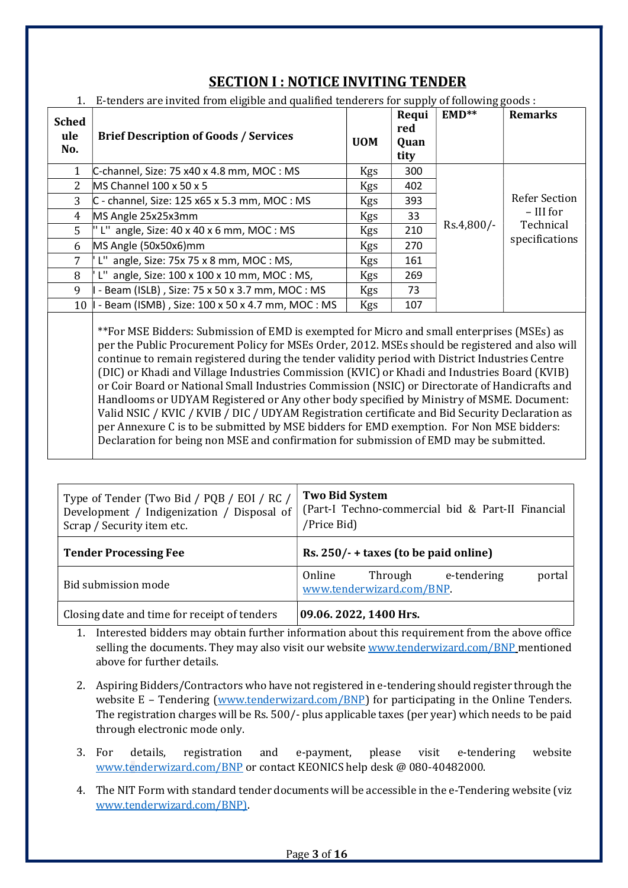## SECTION I : NOTICE INVITING TENDER

1. E-tenders are invited from eligible and qualified tenderers for supply of following goods :

| Schedule No. | Brief Description of Goods / Services | UOM | Required Quantity | EMD** | Remarks |
|---|---|---|---|---|---|
| 1 | C-channel, Size: 75 x40 x 4.8 mm, MOC : MS | Kgs | 300 | Rs.4,800/- | Refer Section – III for Technical specifications |
| 2 | MS Channel 100 x 50 x 5 | Kgs | 402 | | |
| 3 | C - channel, Size: 125 x65 x 5.3 mm, MOC : MS | Kgs | 393 | | |
| 4 | MS Angle 25x25x3mm | Kgs | 33 | | |
| 5 | " L" angle, Size: 40 x 40 x 6 mm, MOC : MS | Kgs | 210 | | |
| 6 | MS Angle (50x50x6)mm | Kgs | 270 | | |
| 7 | ' L" angle, Size: 75x 75 x 8 mm, MOC : MS, | Kgs | 161 | | |
| 8 | ' L" angle, Size: 100 x 100 x 10 mm, MOC : MS, | Kgs | 269 | | |
| 9 | I - Beam (ISLB) , Size: 75 x 50 x 3.7 mm, MOC : MS | Kgs | 73 | | |
| 10 | I - Beam (ISMB) , Size: 100 x 50 x 4.7 mm, MOC : MS | Kgs | 107 | | |
| | **For MSE Bidders: Submission of EMD is exempted for Micro and small enterprises (MSEs) as per the Public Procurement Policy for MSEs Order, 2012. MSEs should be registered and also will continue to remain registered during the tender validity period with District Industries Centre (DIC) or Khadi and Village Industries Commission (KVIC) or Khadi and Industries Board (KVIB) or Coir Board or National Small Industries Commission (NSIC) or Directorate of Handicrafts and Handlooms or UDYAM Registered or Any other body specified by Ministry of MSME. Document: Valid NSIC / KVIC / KVIB / DIC / UDYAM Registration certificate and Bid Security Declaration as per Annexure C is to be submitted by MSE bidders for EMD exemption. For Non MSE bidders: Declaration for being non MSE and confirmation for submission of EMD may be submitted. | | | | |

| Type of Tender (Two Bid / PQB / EOI / RC / Development / Indigenization / Disposal of Scrap / Security item etc. | **Two Bid System** (Part-I Techno-commercial bid & Part-II Financial /Price Bid) |
|---|---|
| **Tender Processing Fee** | **Rs. 250/- + taxes (to be paid online)** |
| Bid submission mode | Online Through e-tendering portal www.tenderwizard.com/BNP. |
| Closing date and time for receipt of tenders | **09.06. 2022, 1400 Hrs.** |

1. Interested bidders may obtain further information about this requirement from the above office selling the documents. They may also visit our website www.tenderwizard.com/BNP mentioned above for further details.

2. Aspiring Bidders/Contractors who have not registered in e-tendering should register through the website E – Tendering (www.tenderwizard.com/BNP) for participating in the Online Tenders. The registration charges will be Rs. 500/- plus applicable taxes (per year) which needs to be paid through electronic mode only.

3. For details, registration and e-payment, please visit e-tendering website www.tenderwizard.com/BNP or contact KEONICS help desk @ 080-40482000.

4. The NIT Form with standard tender documents will be accessible in the e-Tendering website (viz www.tenderwizard.com/BNP).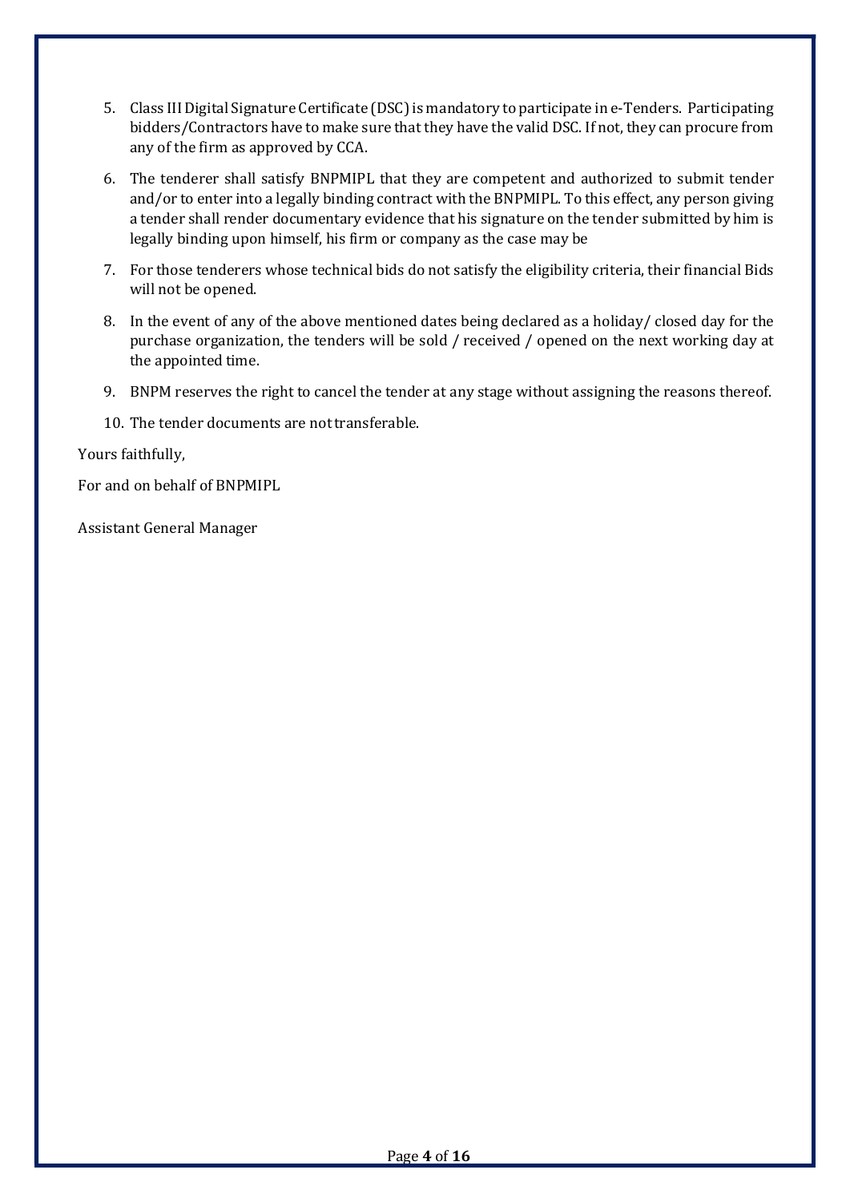5. Class III Digital Signature Certificate (DSC) is mandatory to participate in e-Tenders. Participating bidders/Contractors have to make sure that they have the valid DSC. If not, they can procure from any of the firm as approved by CCA.
6. The tenderer shall satisfy BNPMIPL that they are competent and authorized to submit tender and/or to enter into a legally binding contract with the BNPMIPL. To this effect, any person giving a tender shall render documentary evidence that his signature on the tender submitted by him is legally binding upon himself, his firm or company as the case may be
7. For those tenderers whose technical bids do not satisfy the eligibility criteria, their financial Bids will not be opened.
8. In the event of any of the above mentioned dates being declared as a holiday/ closed day for the purchase organization, the tenders will be sold / received / opened on the next working day at the appointed time.
9. BNPM reserves the right to cancel the tender at any stage without assigning the reasons thereof.
10. The tender documents are not transferable.

Yours faithfully,

For and on behalf of BNPMIPL

Assistant General Manager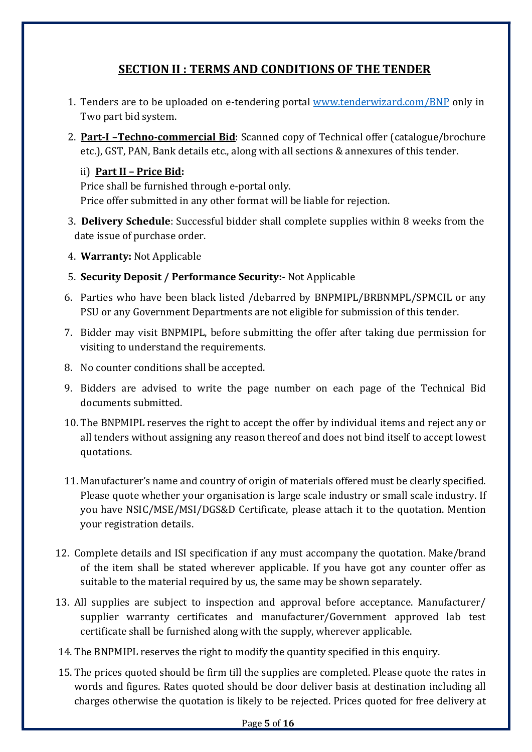## SECTION II : TERMS AND CONDITIONS OF THE TENDER

1. Tenders are to be uploaded on e-tendering portal [www.tenderwizard.com/BNP](http://www.tenderwizard.com/BNP) only in Two part bid system.
2. **Part-I –Techno-commercial Bid**: Scanned copy of Technical offer (catalogue/brochure etc.), GST, PAN, Bank details etc., along with all sections & annexures of this tender.

   ii) **Part II – Price Bid:**
   Price shall be furnished through e-portal only.
   Price offer submitted in any other format will be liable for rejection.
3. **Delivery Schedule**: Successful bidder shall complete supplies within 8 weeks from the date issue of purchase order.
4. **Warranty:** Not Applicable
5. **Security Deposit / Performance Security:**- Not Applicable
6. Parties who have been black listed /debarred by BNPMIPL/BRBNMPL/SPMCIL or any PSU or any Government Departments are not eligible for submission of this tender.
7. Bidder may visit BNPMIPL, before submitting the offer after taking due permission for visiting to understand the requirements.
8. No counter conditions shall be accepted.
9. Bidders are advised to write the page number on each page of the Technical Bid documents submitted.
10. The BNPMIPL reserves the right to accept the offer by individual items and reject any or all tenders without assigning any reason thereof and does not bind itself to accept lowest quotations.
11. Manufacturer's name and country of origin of materials offered must be clearly specified. Please quote whether your organisation is large scale industry or small scale industry. If you have NSIC/MSE/MSI/DGS&D Certificate, please attach it to the quotation. Mention your registration details.
12. Complete details and ISI specification if any must accompany the quotation. Make/brand of the item shall be stated wherever applicable. If you have got any counter offer as suitable to the material required by us, the same may be shown separately.
13. All supplies are subject to inspection and approval before acceptance. Manufacturer/ supplier warranty certificates and manufacturer/Government approved lab test certificate shall be furnished along with the supply, wherever applicable.
14. The BNPMIPL reserves the right to modify the quantity specified in this enquiry.
15. The prices quoted should be firm till the supplies are completed. Please quote the rates in words and figures. Rates quoted should be door deliver basis at destination including all charges otherwise the quotation is likely to be rejected. Prices quoted for free delivery at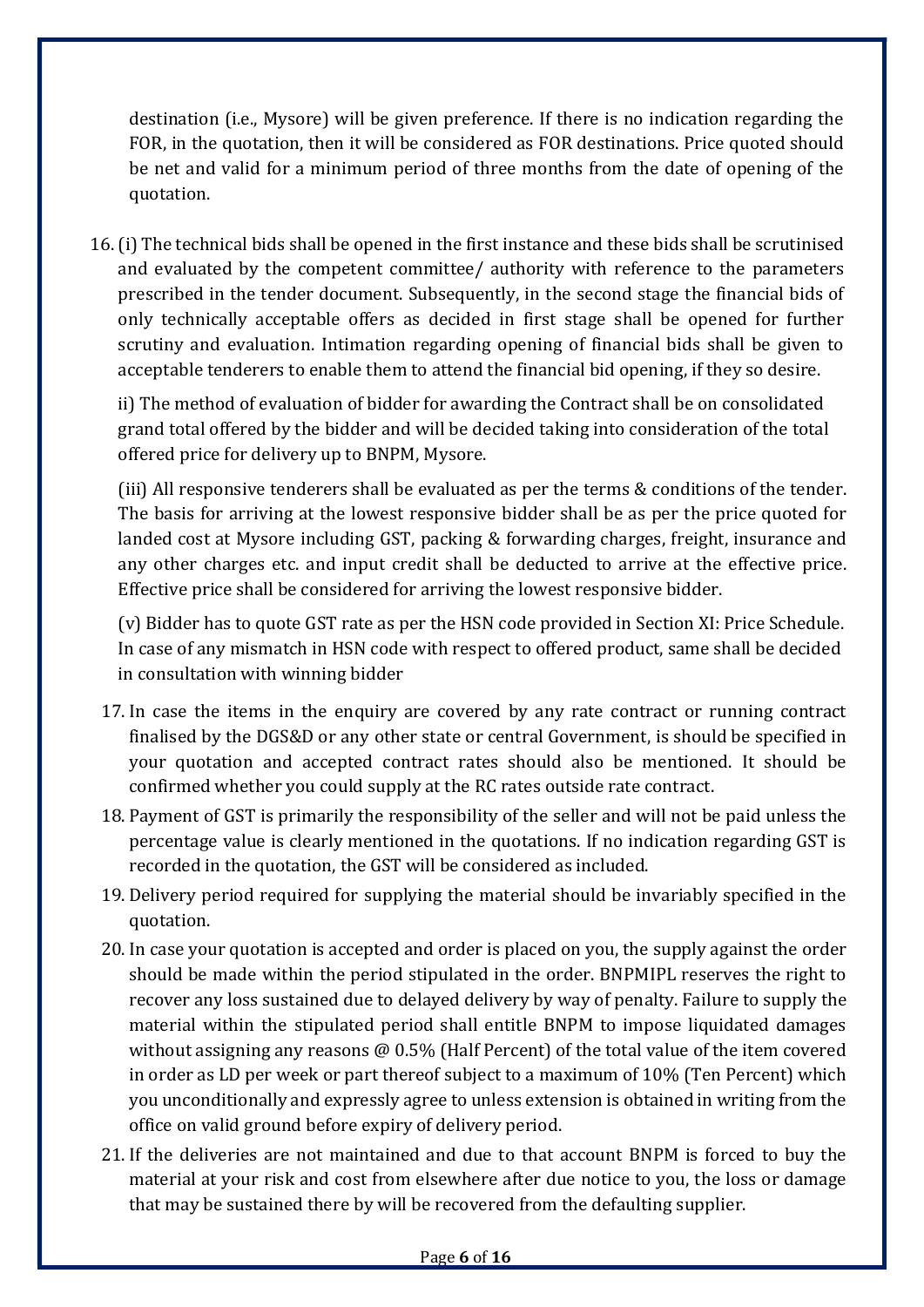destination (i.e., Mysore) will be given preference. If there is no indication regarding the FOR, in the quotation, then it will be considered as FOR destinations. Price quoted should be net and valid for a minimum period of three months from the date of opening of the quotation.

16. (i) The technical bids shall be opened in the first instance and these bids shall be scrutinised and evaluated by the competent committee/ authority with reference to the parameters prescribed in the tender document. Subsequently, in the second stage the financial bids of only technically acceptable offers as decided in first stage shall be opened for further scrutiny and evaluation. Intimation regarding opening of financial bids shall be given to acceptable tenderers to enable them to attend the financial bid opening, if they so desire.

    ii) The method of evaluation of bidder for awarding the Contract shall be on consolidated grand total offered by the bidder and will be decided taking into consideration of the total offered price for delivery up to BNPM, Mysore.

    (iii) All responsive tenderers shall be evaluated as per the terms & conditions of the tender. The basis for arriving at the lowest responsive bidder shall be as per the price quoted for landed cost at Mysore including GST, packing & forwarding charges, freight, insurance and any other charges etc. and input credit shall be deducted to arrive at the effective price. Effective price shall be considered for arriving the lowest responsive bidder.

    (v) Bidder has to quote GST rate as per the HSN code provided in Section XI: Price Schedule. In case of any mismatch in HSN code with respect to offered product, same shall be decided in consultation with winning bidder

17. In case the items in the enquiry are covered by any rate contract or running contract finalised by the DGS&D or any other state or central Government, is should be specified in your quotation and accepted contract rates should also be mentioned. It should be confirmed whether you could supply at the RC rates outside rate contract.
18. Payment of GST is primarily the responsibility of the seller and will not be paid unless the percentage value is clearly mentioned in the quotations. If no indication regarding GST is recorded in the quotation, the GST will be considered as included.
19. Delivery period required for supplying the material should be invariably specified in the quotation.
20. In case your quotation is accepted and order is placed on you, the supply against the order should be made within the period stipulated in the order. BNPMIPL reserves the right to recover any loss sustained due to delayed delivery by way of penalty. Failure to supply the material within the stipulated period shall entitle BNPM to impose liquidated damages without assigning any reasons @ 0.5% (Half Percent) of the total value of the item covered in order as LD per week or part thereof subject to a maximum of 10% (Ten Percent) which you unconditionally and expressly agree to unless extension is obtained in writing from the office on valid ground before expiry of delivery period.
21. If the deliveries are not maintained and due to that account BNPM is forced to buy the material at your risk and cost from elsewhere after due notice to you, the loss or damage that may be sustained there by will be recovered from the defaulting supplier.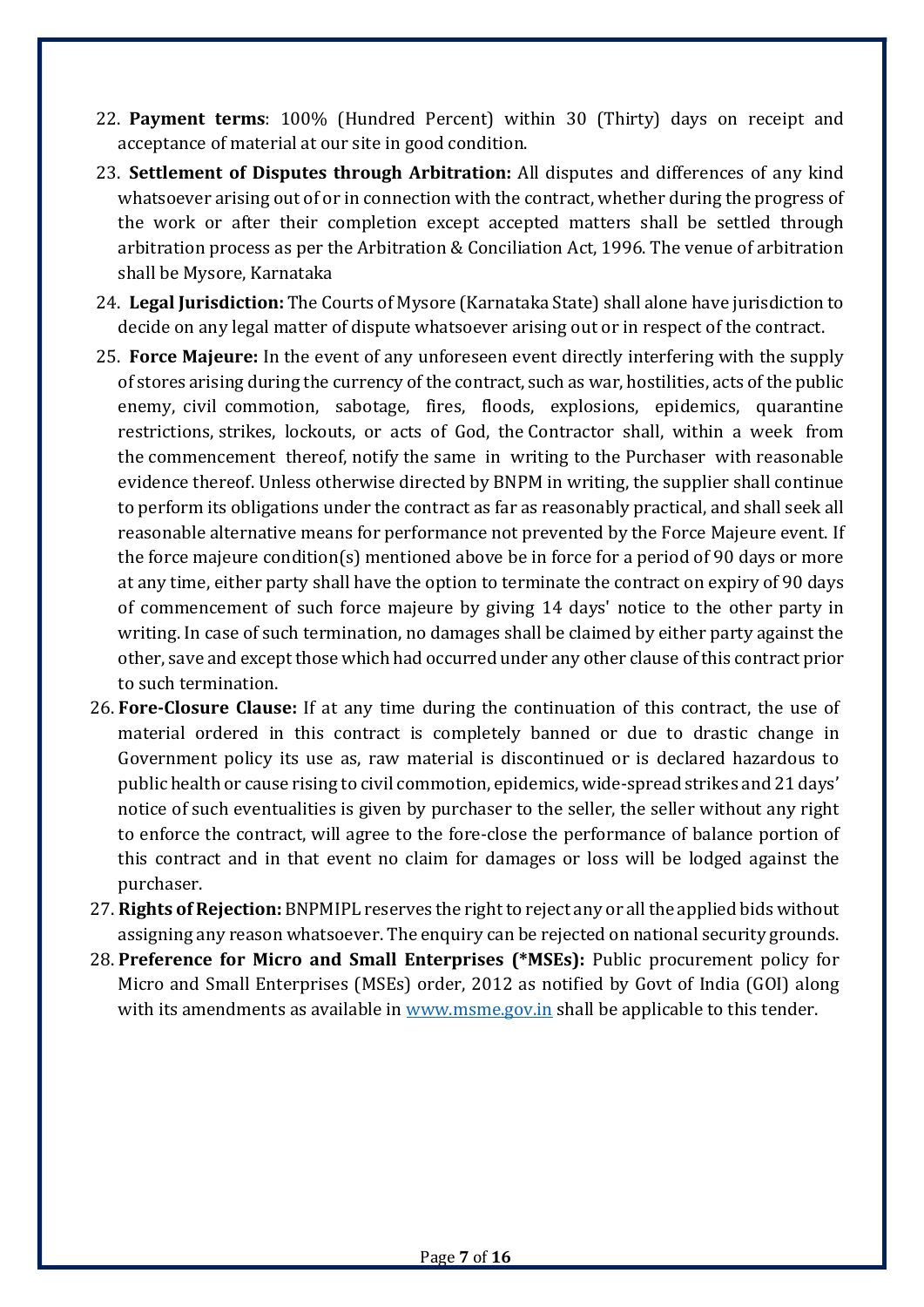22. **Payment terms**: 100% (Hundred Percent) within 30 (Thirty) days on receipt and acceptance of material at our site in good condition.
23. **Settlement of Disputes through Arbitration:** All disputes and differences of any kind whatsoever arising out of or in connection with the contract, whether during the progress of the work or after their completion except accepted matters shall be settled through arbitration process as per the Arbitration & Conciliation Act, 1996. The venue of arbitration shall be Mysore, Karnataka
24. **Legal Jurisdiction:** The Courts of Mysore (Karnataka State) shall alone have jurisdiction to decide on any legal matter of dispute whatsoever arising out or in respect of the contract.
25. **Force Majeure:** In the event of any unforeseen event directly interfering with the supply of stores arising during the currency of the contract, such as war, hostilities, acts of the public enemy, civil commotion, sabotage, fires, floods, explosions, epidemics, quarantine restrictions, strikes, lockouts, or acts of God, the Contractor shall, within a week from the commencement thereof, notify the same in writing to the Purchaser with reasonable evidence thereof. Unless otherwise directed by BNPM in writing, the supplier shall continue to perform its obligations under the contract as far as reasonably practical, and shall seek all reasonable alternative means for performance not prevented by the Force Majeure event. If the force majeure condition(s) mentioned above be in force for a period of 90 days or more at any time, either party shall have the option to terminate the contract on expiry of 90 days of commencement of such force majeure by giving 14 days' notice to the other party in writing. In case of such termination, no damages shall be claimed by either party against the other, save and except those which had occurred under any other clause of this contract prior to such termination.
26. **Fore-Closure Clause:** If at any time during the continuation of this contract, the use of material ordered in this contract is completely banned or due to drastic change in Government policy its use as, raw material is discontinued or is declared hazardous to public health or cause rising to civil commotion, epidemics, wide-spread strikes and 21 days' notice of such eventualities is given by purchaser to the seller, the seller without any right to enforce the contract, will agree to the fore-close the performance of balance portion of this contract and in that event no claim for damages or loss will be lodged against the purchaser.
27. **Rights of Rejection:** BNPMIPL reserves the right to reject any or all the applied bids without assigning any reason whatsoever. The enquiry can be rejected on national security grounds.
28. **Preference for Micro and Small Enterprises (*MSEs):** Public procurement policy for Micro and Small Enterprises (MSEs) order, 2012 as notified by Govt of India (GOI) along with its amendments as available in [www.msme.gov.in](http://www.msme.gov.in) shall be applicable to this tender.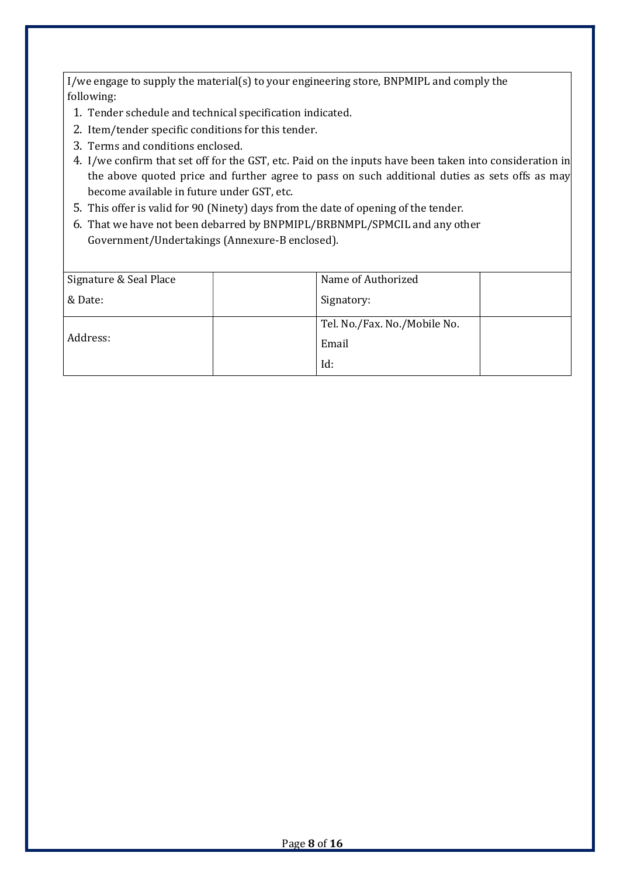I/we engage to supply the material(s) to your engineering store, BNPMIPL and comply the following:

1. Tender schedule and technical specification indicated.
2. Item/tender specific conditions for this tender.
3. Terms and conditions enclosed.
4. I/we confirm that set off for the GST, etc. Paid on the inputs have been taken into consideration in the above quoted price and further agree to pass on such additional duties as sets offs as may become available in future under GST, etc.
5. This offer is valid for 90 (Ninety) days from the date of opening of the tender.
6. That we have not been debarred by BNPMIPL/BRBNMPL/SPMCIL and any other Government/Undertakings (Annexure-B enclosed).

| Signature & Seal Place & Date: | | Name of Authorized Signatory: | |
|---|---|---|---|
| Address: | | Tel. No./Fax. No./Mobile No. Email Id: | |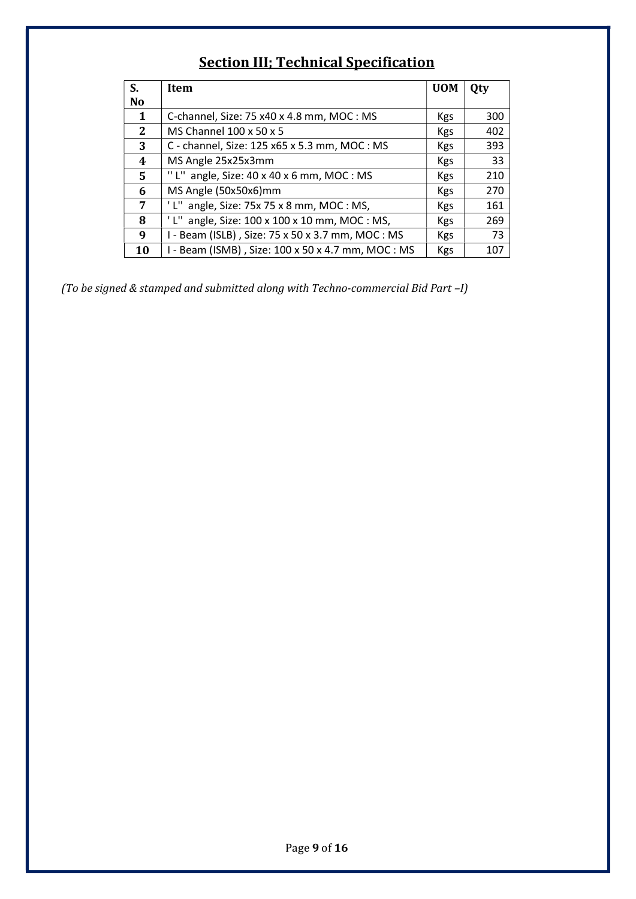## Section III; Technical Specification

| S. No | Item | UOM | Qty |
|---|---|---|---|
| 1 | C-channel, Size: 75 x40 x 4.8 mm, MOC : MS | Kgs | 300 |
| 2 | MS Channel 100 x 50 x 5 | Kgs | 402 |
| 3 | C - channel, Size: 125 x65 x 5.3 mm, MOC : MS | Kgs | 393 |
| 4 | MS Angle 25x25x3mm | Kgs | 33 |
| 5 | '' L'' angle, Size: 40 x 40 x 6 mm, MOC : MS | Kgs | 210 |
| 6 | MS Angle (50x50x6)mm | Kgs | 270 |
| 7 | ' L'' angle, Size: 75x 75 x 8 mm, MOC : MS, | Kgs | 161 |
| 8 | ' L'' angle, Size: 100 x 100 x 10 mm, MOC : MS, | Kgs | 269 |
| 9 | I - Beam (ISLB) , Size: 75 x 50 x 3.7 mm, MOC : MS | Kgs | 73 |
| 10 | I - Beam (ISMB) , Size: 100 x 50 x 4.7 mm, MOC : MS | Kgs | 107 |

*(To be signed & stamped and submitted along with Techno-commercial Bid Part –I)*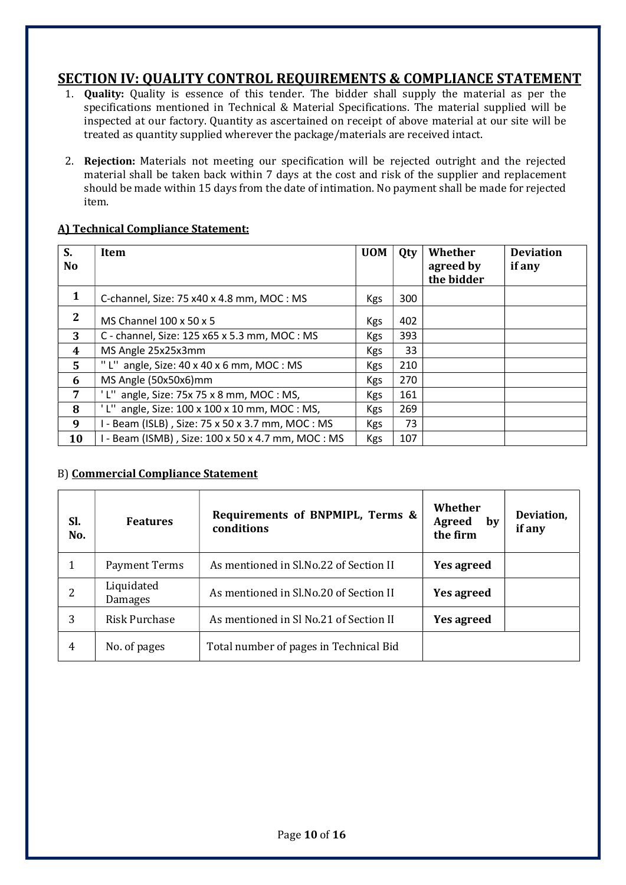## SECTION IV: QUALITY CONTROL REQUIREMENTS & COMPLIANCE STATEMENT

1. **Quality:** Quality is essence of this tender. The bidder shall supply the material as per the specifications mentioned in Technical & Material Specifications. The material supplied will be inspected at our factory. Quantity as ascertained on receipt of above material at our site will be treated as quantity supplied wherever the package/materials are received intact.

2. **Rejection:** Materials not meeting our specification will be rejected outright and the rejected material shall be taken back within 7 days at the cost and risk of the supplier and replacement should be made within 15 days from the date of intimation. No payment shall be made for rejected item.

**A) Technical Compliance Statement:**

| S. No | Item | UOM | Qty | Whether agreed by the bidder | Deviation if any |
|---|---|---|---|---|---|
| **1** | C-channel, Size: 75 x40 x 4.8 mm, MOC : MS | Kgs | 300 | | |
| **2** | MS Channel 100 x 50 x 5 | Kgs | 402 | | |
| **3** | C - channel, Size: 125 x65 x 5.3 mm, MOC : MS | Kgs | 393 | | |
| **4** | MS Angle 25x25x3mm | Kgs | 33 | | |
| **5** | '' L'' angle, Size: 40 x 40 x 6 mm, MOC : MS | Kgs | 210 | | |
| **6** | MS Angle (50x50x6)mm | Kgs | 270 | | |
| **7** | ' L'' angle, Size: 75x 75 x 8 mm, MOC : MS, | Kgs | 161 | | |
| **8** | ' L'' angle, Size: 100 x 100 x 10 mm, MOC : MS, | Kgs | 269 | | |
| **9** | I - Beam (ISLB) , Size: 75 x 50 x 3.7 mm, MOC : MS | Kgs | 73 | | |
| **10** | I - Beam (ISMB) , Size: 100 x 50 x 4.7 mm, MOC : MS | Kgs | 107 | | |

B) **Commercial Compliance Statement**

| Sl. No. | Features | Requirements of BNPMIPL, Terms & conditions | Whether Agreed by the firm | Deviation, if any |
|---|---|---|---|---|
| 1 | Payment Terms | As mentioned in Sl.No.22 of Section II | **Yes agreed** | |
| 2 | Liquidated Damages | As mentioned in Sl.No.20 of Section II | **Yes agreed** | |
| 3 | Risk Purchase | As mentioned in Sl No.21 of Section II | **Yes agreed** | |
| 4 | No. of pages | Total number of pages in Technical Bid | | |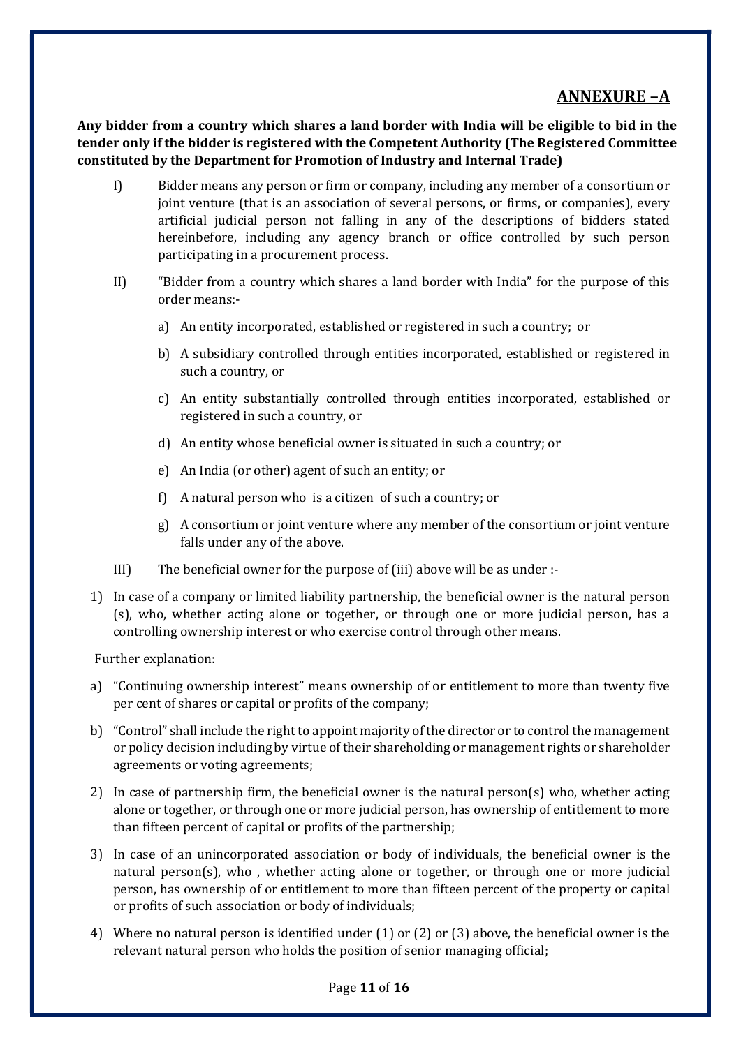## ANNEXURE –A

**Any bidder from a country which shares a land border with India will be eligible to bid in the tender only if the bidder is registered with the Competent Authority (The Registered Committee constituted by the Department for Promotion of Industry and Internal Trade)**

I) Bidder means any person or firm or company, including any member of a consortium or joint venture (that is an association of several persons, or firms, or companies), every artificial judicial person not falling in any of the descriptions of bidders stated hereinbefore, including any agency branch or office controlled by such person participating in a procurement process.

II) "Bidder from a country which shares a land border with India" for the purpose of this order means:-

a) An entity incorporated, established or registered in such a country; or

b) A subsidiary controlled through entities incorporated, established or registered in such a country, or

c) An entity substantially controlled through entities incorporated, established or registered in such a country, or

d) An entity whose beneficial owner is situated in such a country; or

e) An India (or other) agent of such an entity; or

f) A natural person who is a citizen of such a country; or

g) A consortium or joint venture where any member of the consortium or joint venture falls under any of the above.

III) The beneficial owner for the purpose of (iii) above will be as under :-

1) In case of a company or limited liability partnership, the beneficial owner is the natural person (s), who, whether acting alone or together, or through one or more judicial person, has a controlling ownership interest or who exercise control through other means.

Further explanation:

a) "Continuing ownership interest" means ownership of or entitlement to more than twenty five per cent of shares or capital or profits of the company;

b) "Control" shall include the right to appoint majority of the director or to control the management or policy decision including by virtue of their shareholding or management rights or shareholder agreements or voting agreements;

2) In case of partnership firm, the beneficial owner is the natural person(s) who, whether acting alone or together, or through one or more judicial person, has ownership of entitlement to more than fifteen percent of capital or profits of the partnership;

3) In case of an unincorporated association or body of individuals, the beneficial owner is the natural person(s), who , whether acting alone or together, or through one or more judicial person, has ownership of or entitlement to more than fifteen percent of the property or capital or profits of such association or body of individuals;

4) Where no natural person is identified under (1) or (2) or (3) above, the beneficial owner is the relevant natural person who holds the position of senior managing official;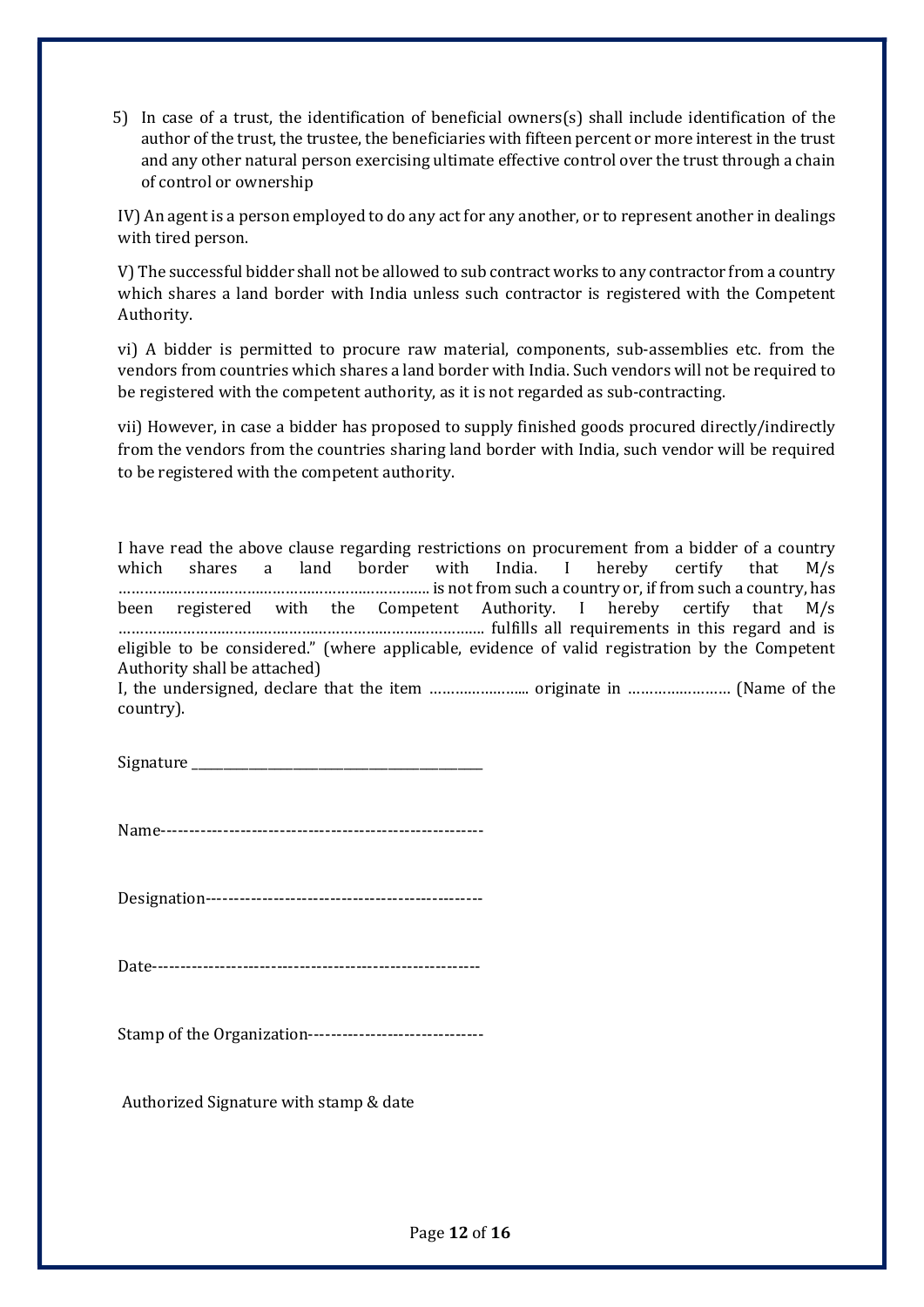5) In case of a trust, the identification of beneficial owners(s) shall include identification of the author of the trust, the trustee, the beneficiaries with fifteen percent or more interest in the trust and any other natural person exercising ultimate effective control over the trust through a chain of control or ownership

IV) An agent is a person employed to do any act for any another, or to represent another in dealings with tired person.

V) The successful bidder shall not be allowed to sub contract works to any contractor from a country which shares a land border with India unless such contractor is registered with the Competent Authority.

vi) A bidder is permitted to procure raw material, components, sub-assemblies etc. from the vendors from countries which shares a land border with India. Such vendors will not be required to be registered with the competent authority, as it is not regarded as sub-contracting.

vii) However, in case a bidder has proposed to supply finished goods procured directly/indirectly from the vendors from the countries sharing land border with India, such vendor will be required to be registered with the competent authority.

I have read the above clause regarding restrictions on procurement from a bidder of a country which shares a land border with India. I hereby certify that M/s ……………………………………………………………… is not from such a country or, if from such a country, has been registered with the Competent Authority. I hereby certify that M/s …………………………………………………………………….. fulfills all requirements in this regard and is eligible to be considered." (where applicable, evidence of valid registration by the Competent Authority shall be attached)

I, the undersigned, declare that the item …………………... originate in …………………… (Name of the country).

Signature ________________________________________

Name--------------------------------------------------------

Designation-------------------------------------------------

Date---------------------------------------------------------

Stamp of the Organization-------------------------------

Authorized Signature with stamp & date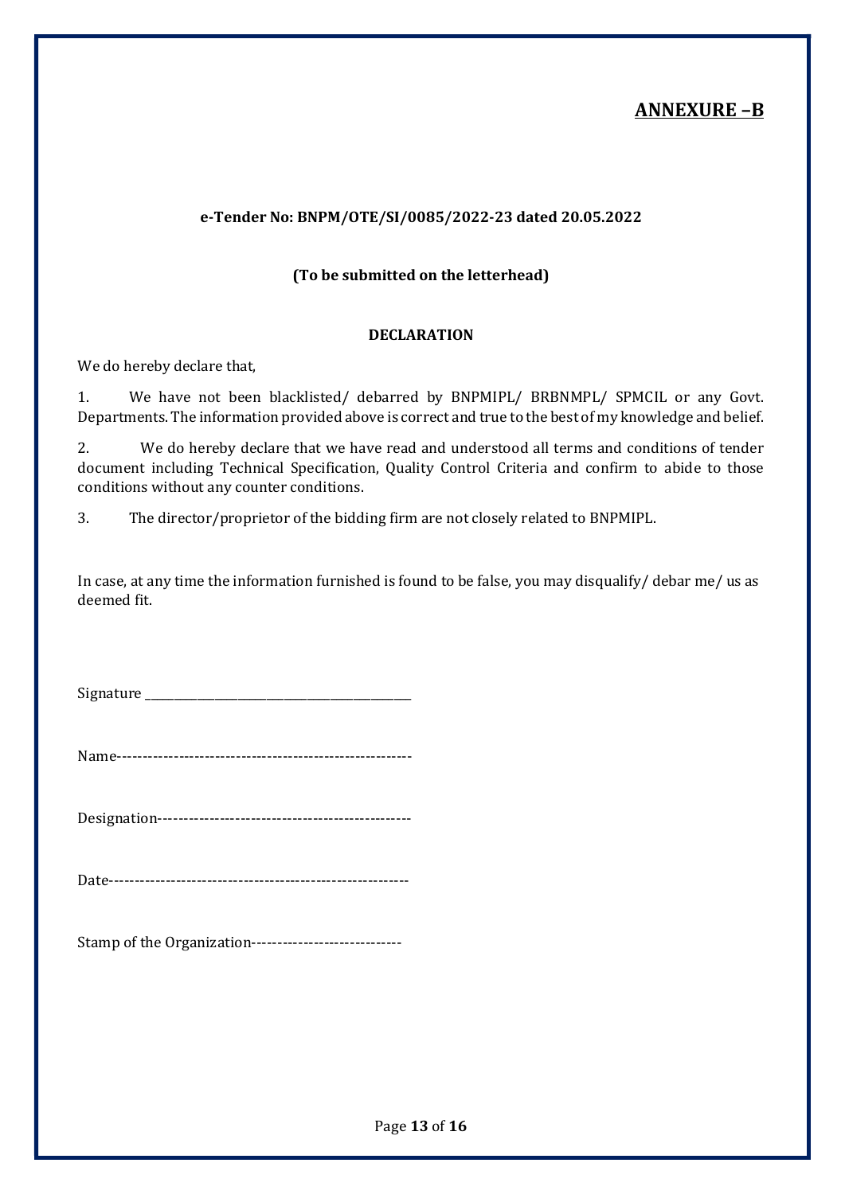## ANNEXURE –B

**e-Tender No: BNPM/OTE/SI/0085/2022-23 dated 20.05.2022**

**(To be submitted on the letterhead)**

**DECLARATION**

We do hereby declare that,

1. We have not been blacklisted/ debarred by BNPMIPL/ BRBNMPL/ SPMCIL or any Govt. Departments. The information provided above is correct and true to the best of my knowledge and belief.

2. We do hereby declare that we have read and understood all terms and conditions of tender document including Technical Specification, Quality Control Criteria and confirm to abide to those conditions without any counter conditions.

3. The director/proprietor of the bidding firm are not closely related to BNPMIPL.

In case, at any time the information furnished is found to be false, you may disqualify/ debar me/ us as deemed fit.

Signature ____________________________________________

Name--------------------------------------------------------

Designation------------------------------------------------

Date---------------------------------------------------------

Stamp of the Organization----------------------------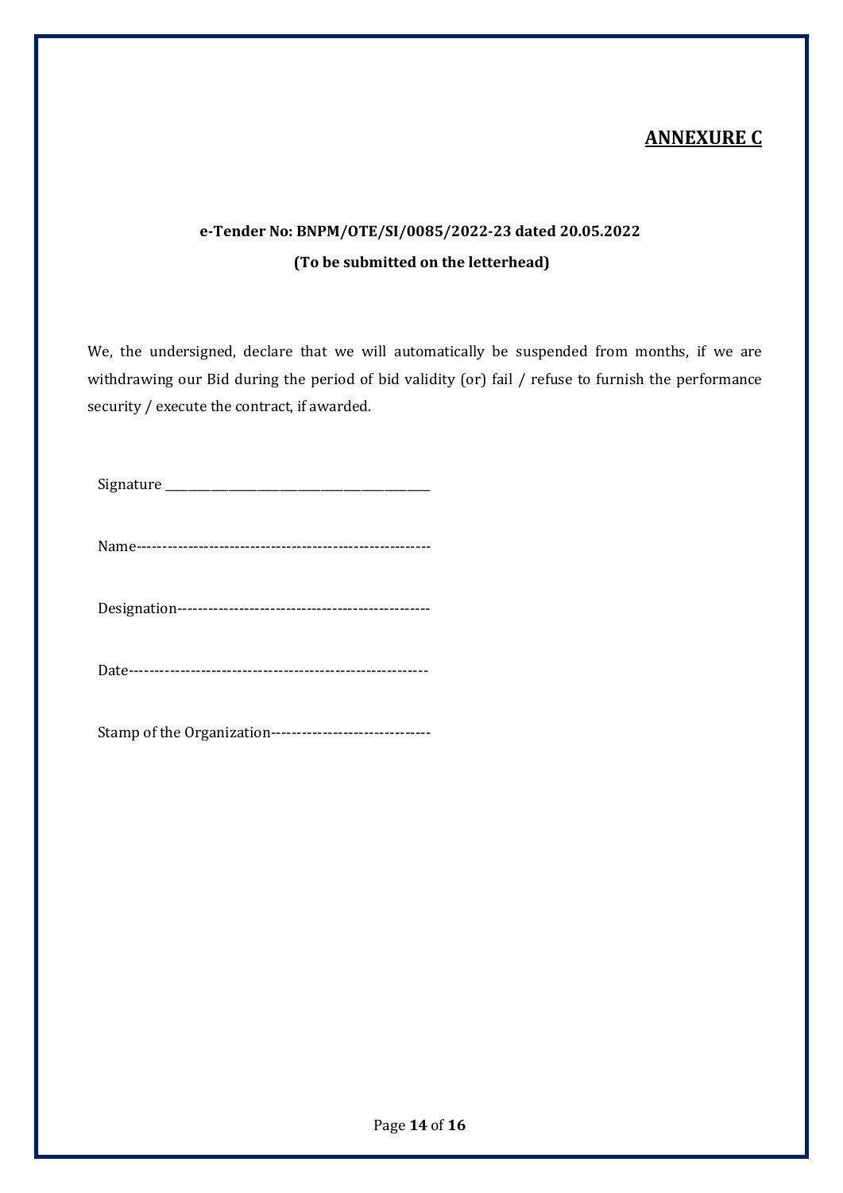# **ANNEXURE C**

**e-Tender No: BNPM/OTE/SI/0085/2022-23 dated 20.05.2022**

**(To be submitted on the letterhead)**

We, the undersigned, declare that we will automatically be suspended from months, if we are withdrawing our Bid during the period of bid validity (or) fail / refuse to furnish the performance security / execute the contract, if awarded.

Signature ________________________________________

Name--------------------------------------------------------

Designation-------------------------------------------------

Date----------------------------------------------------------

Stamp of the Organization-------------------------------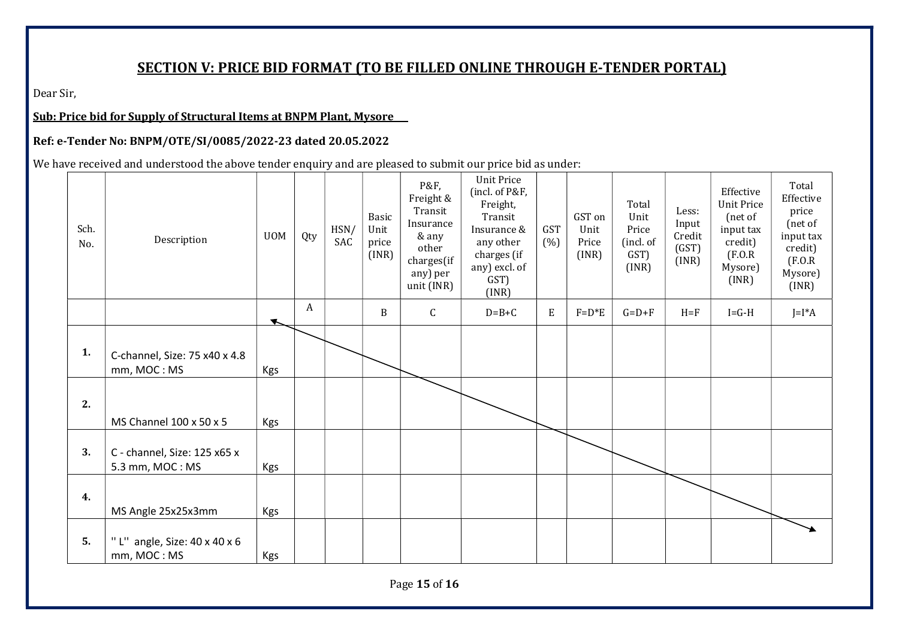## SECTION V: PRICE BID FORMAT (TO BE FILLED ONLINE THROUGH E-TENDER PORTAL)

Dear Sir,

**Sub: Price bid for Supply of Structural Items at BNPM Plant, Mysore**

**Ref: e-Tender No: BNPM/OTE/SI/0085/2022-23 dated 20.05.2022**

We have received and understood the above tender enquiry and are pleased to submit our price bid as under:

| Sch. No. | Description | UOM | Qty | HSN/ SAC | Basic Unit price (INR) | P&F, Freight & Transit Insurance & any other charges(if any) per unit (INR) | Unit Price (incl. of P&F, Freight, Transit Insurance & any other charges (if any) excl. of GST) (INR) | GST (%) | GST on Unit Price (INR) | Total Unit Price (incl. of GST) (INR) | Less: Input Credit (GST) (INR) | Effective Unit Price (net of input tax credit) (F.O.R Mysore) (INR) | Total Effective price (net of input tax credit) (F.O.R Mysore) (INR) |
|---|---|---|---|---|---|---|---|---|---|---|---|---|---|
| | | | A | | B | C | D=B+C | E | F=D*E | G=D+F | H=F | I=G-H | J=I*A |
| **1.** | C-channel, Size: 75 x40 x 4.8 mm, MOC : MS | Kgs | | | | | | | | | | | |
| **2.** | MS Channel 100 x 50 x 5 | Kgs | | | | | | | | | | | |
| **3.** | C - channel, Size: 125 x65 x 5.3 mm, MOC : MS | Kgs | | | | | | | | | | | |
| **4.** | MS Angle 25x25x3mm | Kgs | | | | | | | | | | | |
| **5.** | '' L'' angle, Size: 40 x 40 x 6 mm, MOC : MS | Kgs | | | | | | | | | | | |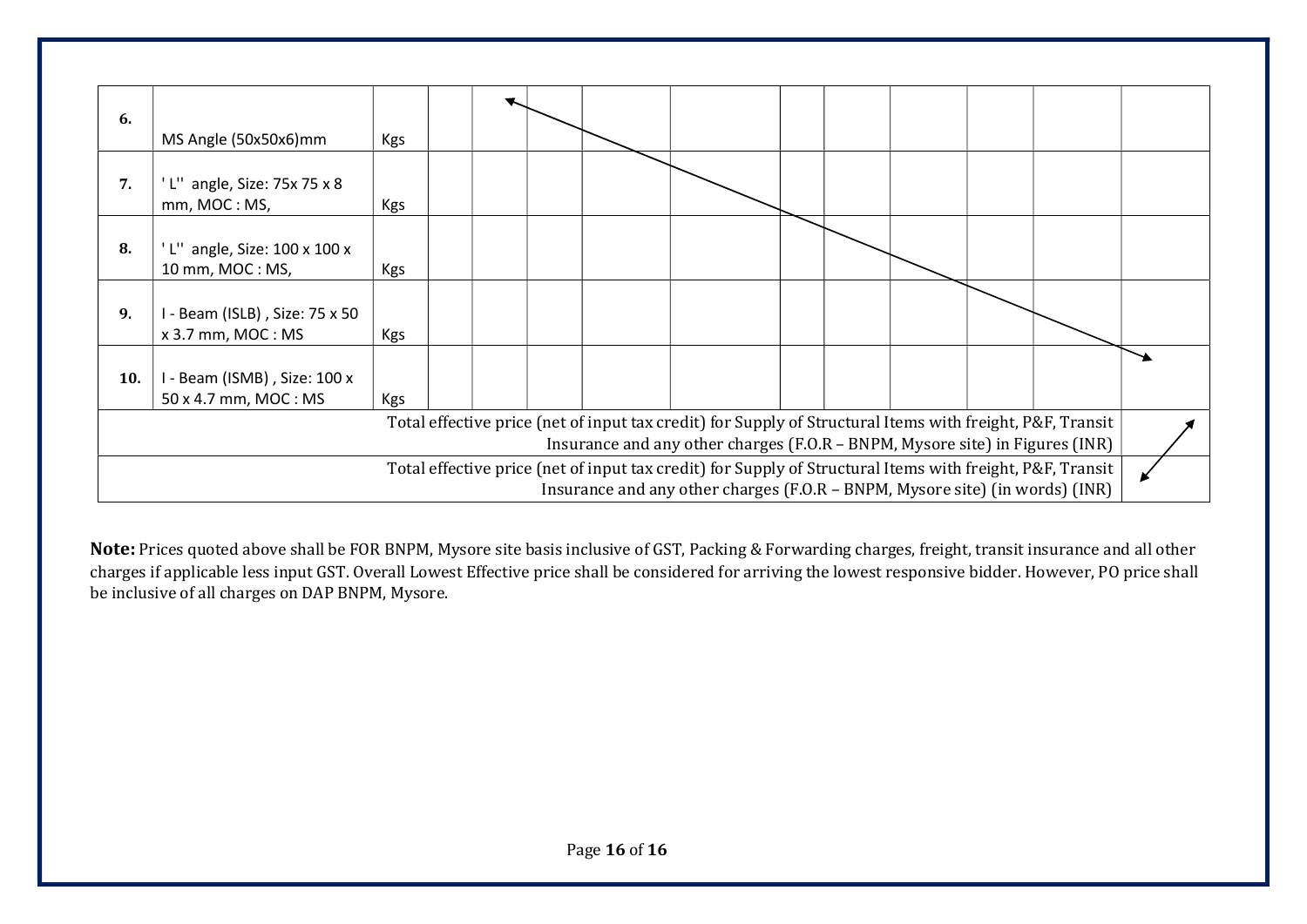| | | | | | | | | | | | | | | |
|---|---|---|---|---|---|---|---|---|---|---|---|---|---|---|
| 6. | MS Angle (50x50x6)mm | Kgs | | | | | | | | | | | | |
| 7. | ' L'' angle, Size: 75x 75 x 8 mm, MOC : MS, | Kgs | | | | | | | | | | | | |
| 8. | ' L'' angle, Size: 100 x 100 x 10 mm, MOC : MS, | Kgs | | | | | | | | | | | | |
| 9. | I - Beam (ISLB) , Size: 75 x 50 x 3.7 mm, MOC : MS | Kgs | | | | | | | | | | | | |
| 10. | I - Beam (ISMB) , Size: 100 x 50 x 4.7 mm, MOC : MS | Kgs | | | | | | | | | | | | |
| Total effective price (net of input tax credit) for Supply of Structural Items with freight, P&F, Transit Insurance and any other charges (F.O.R – BNPM, Mysore site) in Figures (INR) | | | | | | | | | | | | | | |
| Total effective price (net of input tax credit) for Supply of Structural Items with freight, P&F, Transit Insurance and any other charges (F.O.R – BNPM, Mysore site) (in words) (INR) | | | | | | | | | | | | | | |

**Note:** Prices quoted above shall be FOR BNPM, Mysore site basis inclusive of GST, Packing & Forwarding charges, freight, transit insurance and all other charges if applicable less input GST. Overall Lowest Effective price shall be considered for arriving the lowest responsive bidder. However, PO price shall be inclusive of all charges on DAP BNPM, Mysore.